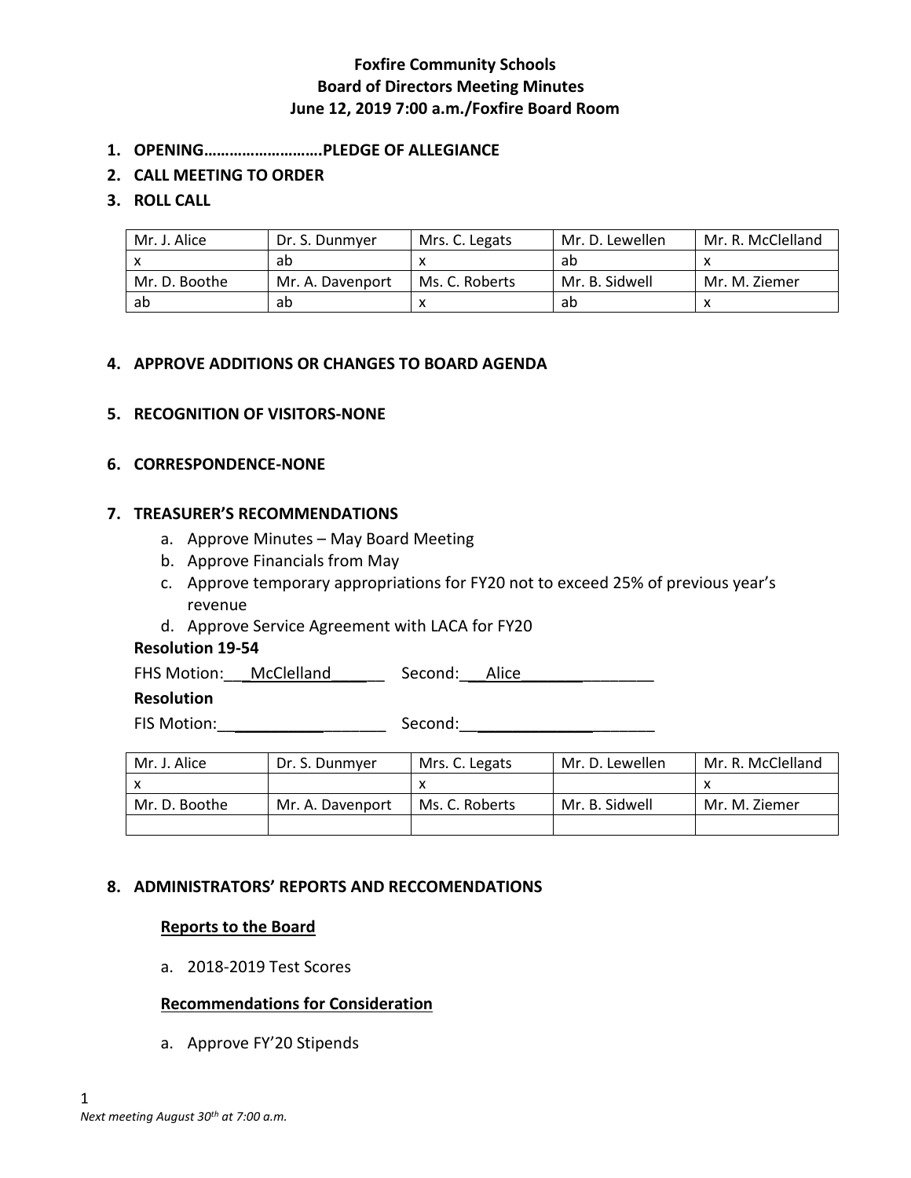**Foxfire Community Schools**
**Board of Directors Meeting Minutes**
**June 12, 2019 7:00 a.m./Foxfire Board Room**

1. **OPENING……………………….PLEDGE OF ALLEGIANCE**
2. **CALL MEETING TO ORDER**
3. **ROLL CALL**

| Mr. J. Alice | Dr. S. Dunmyer | Mrs. C. Legats | Mr. D. Lewellen | Mr. R. McClelland |
|---|---|---|---|---|
| x | ab | x | ab | x |
| Mr. D. Boothe | Mr. A. Davenport | Ms. C. Roberts | Mr. B. Sidwell | Mr. M. Ziemer |
| ab | ab | x | ab | x |

4. **APPROVE ADDITIONS OR CHANGES TO BOARD AGENDA**

5. **RECOGNITION OF VISITORS-NONE**

6. **CORRESPONDENCE-NONE**

7. **TREASURER'S RECOMMENDATIONS**
   a. Approve Minutes – May Board Meeting
   b. Approve Financials from May
   c. Approve temporary appropriations for FY20 not to exceed 25% of previous year's revenue
   d. Approve Service Agreement with LACA for FY20

**Resolution 19-54**

FHS Motion: McClelland Second: Alice

**Resolution**

FIS Motion: ______ Second: ______

| Mr. J. Alice | Dr. S. Dunmyer | Mrs. C. Legats | Mr. D. Lewellen | Mr. R. McClelland |
|---|---|---|---|---|
| x | | x | | x |
| Mr. D. Boothe | Mr. A. Davenport | Ms. C. Roberts | Mr. B. Sidwell | Mr. M. Ziemer |
| | | | | |

8. **ADMINISTRATORS' REPORTS AND RECCOMENDATIONS**

**Reports to the Board**

a. 2018-2019 Test Scores

**Recommendations for Consideration**

a. Approve FY'20 Stipends

*Next meeting August 30th at 7:00 a.m.*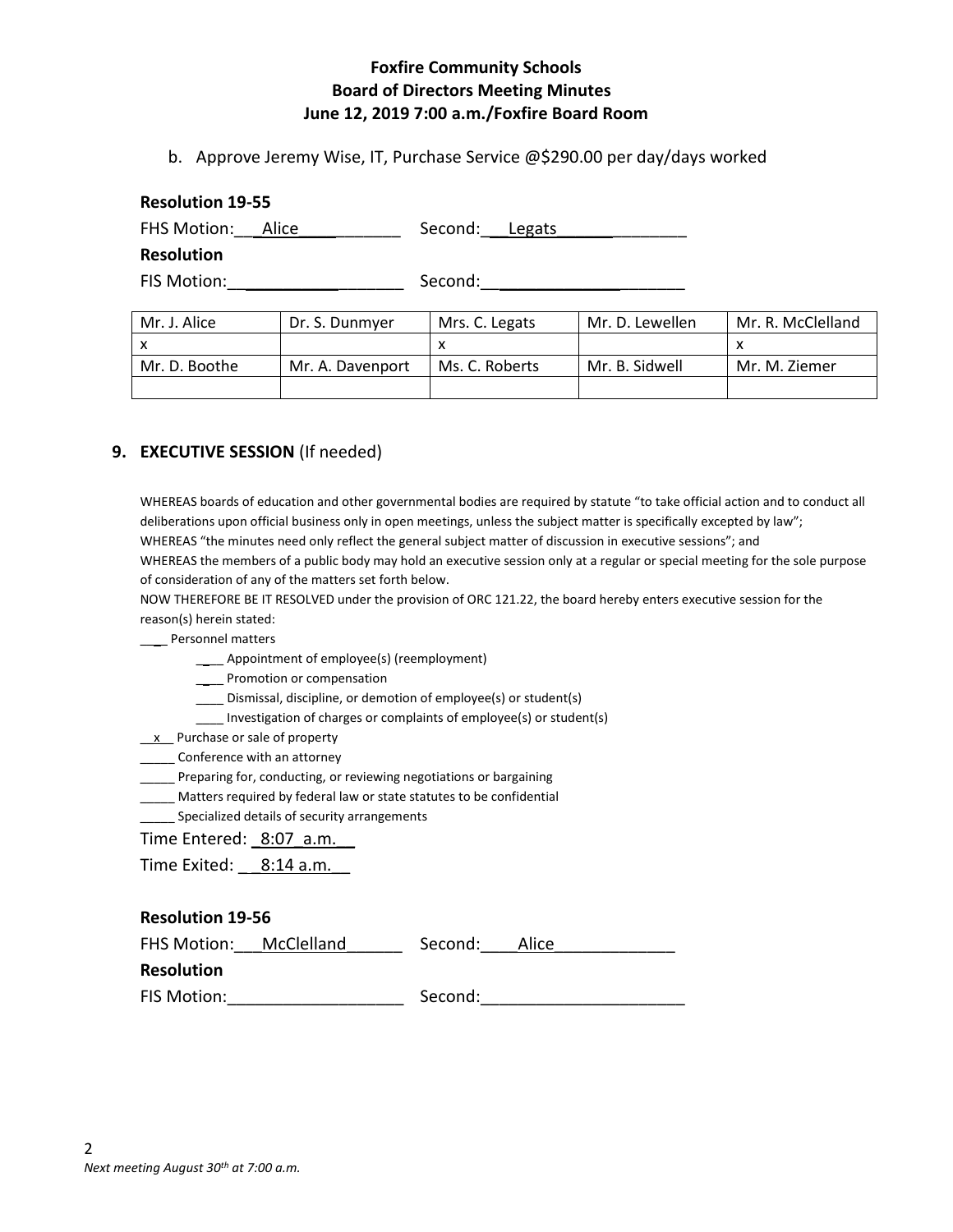**Foxfire Community Schools**
**Board of Directors Meeting Minutes**
**June 12, 2019 7:00 a.m./Foxfire Board Room**

b. Approve Jeremy Wise, IT, Purchase Service @$290.00 per day/days worked

**Resolution 19-55**

FHS Motion: Alice Second: Legats

**Resolution**

FIS Motion: Second:

| Mr. J. Alice | Dr. S. Dunmyer | Mrs. C. Legats | Mr. D. Lewellen | Mr. R. McClelland |
|---|---|---|---|---|
| x | | x | | x |
| Mr. D. Boothe | Mr. A. Davenport | Ms. C. Roberts | Mr. B. Sidwell | Mr. M. Ziemer |
| | | | | |

## 9. EXECUTIVE SESSION (If needed)

WHEREAS boards of education and other governmental bodies are required by statute "to take official action and to conduct all deliberations upon official business only in open meetings, unless the subject matter is specifically excepted by law";
WHEREAS "the minutes need only reflect the general subject matter of discussion in executive sessions"; and
WHEREAS the members of a public body may hold an executive session only at a regular or special meeting for the sole purpose of consideration of any of the matters set forth below.
NOW THEREFORE BE IT RESOLVED under the provision of ORC 121.22, the board hereby enters executive session for the reason(s) herein stated:

____ Personnel matters

- ____ Appointment of employee(s) (reemployment)
- ____ Promotion or compensation
- ____ Dismissal, discipline, or demotion of employee(s) or student(s)
- ____ Investigation of charges or complaints of employee(s) or student(s)

__x__ Purchase or sale of property
_____ Conference with an attorney
_____ Preparing for, conducting, or reviewing negotiations or bargaining
_____ Matters required by federal law or state statutes to be confidential
_____ Specialized details of security arrangements

Time Entered: 8:07 a.m.

Time Exited: 8:14 a.m.

**Resolution 19-56**

FHS Motion: McClelland Second: Alice

**Resolution**

FIS Motion: Second:

*Next meeting August 30th at 7:00 a.m.*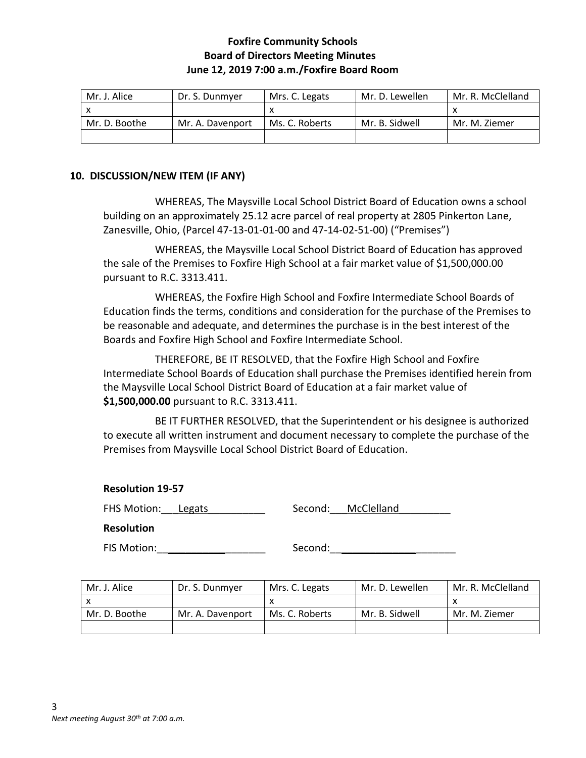**Foxfire Community Schools**
**Board of Directors Meeting Minutes**
**June 12, 2019 7:00 a.m./Foxfire Board Room**

| Mr. J. Alice | Dr. S. Dunmyer | Mrs. C. Legats | Mr. D. Lewellen | Mr. R. McClelland |
|---|---|---|---|---|
| x | | x | | x |
| Mr. D. Boothe | Mr. A. Davenport | Ms. C. Roberts | Mr. B. Sidwell | Mr. M. Ziemer |
| | | | | |

## 10. DISCUSSION/NEW ITEM (IF ANY)

WHEREAS, The Maysville Local School District Board of Education owns a school building on an approximately 25.12 acre parcel of real property at 2805 Pinkerton Lane, Zanesville, Ohio, (Parcel 47-13-01-01-00 and 47-14-02-51-00) ("Premises")

WHEREAS, the Maysville Local School District Board of Education has approved the sale of the Premises to Foxfire High School at a fair market value of $1,500,000.00 pursuant to R.C. 3313.411.

WHEREAS, the Foxfire High School and Foxfire Intermediate School Boards of Education finds the terms, conditions and consideration for the purchase of the Premises to be reasonable and adequate, and determines the purchase is in the best interest of the Boards and Foxfire High School and Foxfire Intermediate School.

THEREFORE, BE IT RESOLVED, that the Foxfire High School and Foxfire Intermediate School Boards of Education shall purchase the Premises identified herein from the Maysville Local School District Board of Education at a fair market value of **$1,500,000.00** pursuant to R.C. 3313.411.

BE IT FURTHER RESOLVED, that the Superintendent or his designee is authorized to execute all written instrument and document necessary to complete the purchase of the Premises from Maysville Local School District Board of Education.

**Resolution 19-57**

FHS Motion: Legats Second: McClelland

**Resolution**

FIS Motion: ____________ Second: ____________

| Mr. J. Alice | Dr. S. Dunmyer | Mrs. C. Legats | Mr. D. Lewellen | Mr. R. McClelland |
|---|---|---|---|---|
| x | | x | | x |
| Mr. D. Boothe | Mr. A. Davenport | Ms. C. Roberts | Mr. B. Sidwell | Mr. M. Ziemer |
| | | | | |

*Next meeting August 30th at 7:00 a.m.*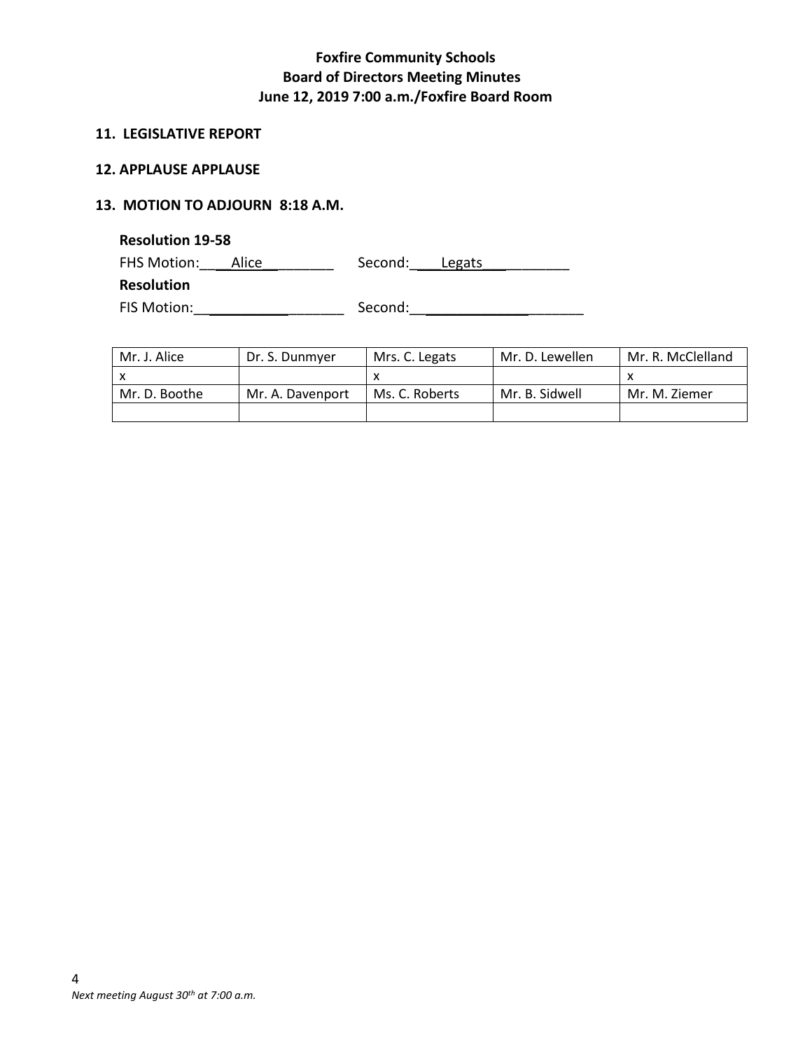**Foxfire Community Schools**
**Board of Directors Meeting Minutes**
**June 12, 2019 7:00 a.m./Foxfire Board Room**

## 11. LEGISLATIVE REPORT

## 12. APPLAUSE APPLAUSE

## 13. MOTION TO ADJOURN 8:18 A.M.

**Resolution 19-58**

FHS Motion: Alice Second: Legats

**Resolution**

FIS Motion: ________________ Second: ________________

| | | | | |
|---|---|---|---|---|
| Mr. J. Alice | Dr. S. Dunmyer | Mrs. C. Legats | Mr. D. Lewellen | Mr. R. McClelland |
| x | | x | | x |
| Mr. D. Boothe | Mr. A. Davenport | Ms. C. Roberts | Mr. B. Sidwell | Mr. M. Ziemer |
| | | | | |

*Next meeting August 30th at 7:00 a.m.*